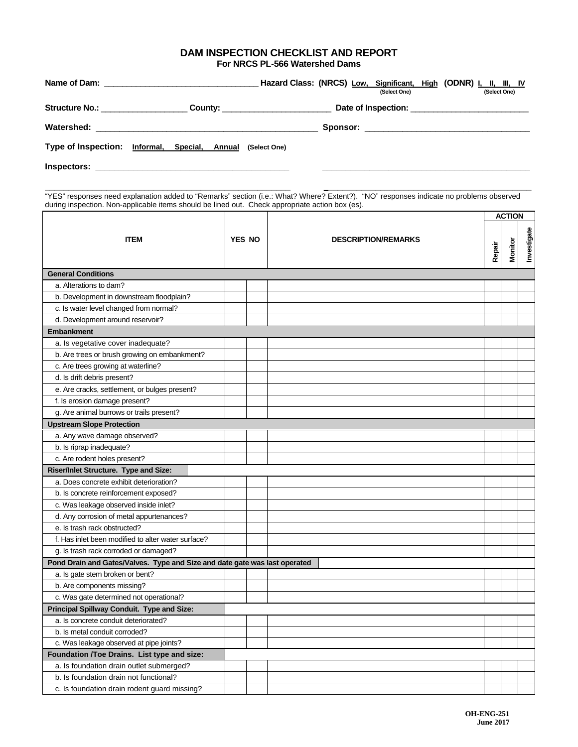# DAM INSPECTION CHECKLIST AND REPORT

**For NRCS PL-566 Watershed Dams**

**Name of Dam:** ________________________________ **Hazard Class: (NRCS)** Low, Significant, High (Select One) **(ODNR)** I, II, III, IV (Select One)

**Structure No.:** __________________ **County:** ________________________ **Date of Inspection:** _________________________

**Watershed:** ________________________________________________ **Sponsor:** ___________________________________

**Type of Inspection:** Informal, Special, Annual (Select One)

**Inspectors:** __________________________________________ _____________________________________________

_____________________________________________________ _____________________________________________

"YES" responses need explanation added to "Remarks" section (i.e.: What? Where? Extent?). "NO" responses indicate no problems observed during inspection. Non-applicable items should be lined out. Check appropriate action box (es).

| ITEM | YES | NO | DESCRIPTION/REMARKS | ACTION: Repair | ACTION: Monitor | ACTION: Investigate |
|---|---|---|---|---|---|---|
| **General Conditions** | | | | | | |
| a. Alterations to dam? | | | | | | |
| b. Development in downstream floodplain? | | | | | | |
| c. Is water level changed from normal? | | | | | | |
| d. Development around reservoir? | | | | | | |
| **Embankment** | | | | | | |
| a. Is vegetative cover inadequate? | | | | | | |
| b. Are trees or brush growing on embankment? | | | | | | |
| c. Are trees growing at waterline? | | | | | | |
| d. Is drift debris present? | | | | | | |
| e. Are cracks, settlement, or bulges present? | | | | | | |
| f. Is erosion damage present? | | | | | | |
| g. Are animal burrows or trails present? | | | | | | |
| **Upstream Slope Protection** | | | | | | |
| a. Any wave damage observed? | | | | | | |
| b. Is riprap inadequate? | | | | | | |
| c. Are rodent holes present? | | | | | | |
| **Riser/Inlet Structure. Type and Size:** | | | | | | |
| a. Does concrete exhibit deterioration? | | | | | | |
| b. Is concrete reinforcement exposed? | | | | | | |
| c. Was leakage observed inside inlet? | | | | | | |
| d. Any corrosion of metal appurtenances? | | | | | | |
| e. Is trash rack obstructed? | | | | | | |
| f. Has inlet been modified to alter water surface? | | | | | | |
| g. Is trash rack corroded or damaged? | | | | | | |
| **Pond Drain and Gates/Valves. Type and Size and date gate was last operated** | | | | | | |
| a. Is gate stem broken or bent? | | | | | | |
| b. Are components missing? | | | | | | |
| c. Was gate determined not operational? | | | | | | |
| **Principal Spillway Conduit. Type and Size:** | | | | | | |
| a. Is concrete conduit deteriorated? | | | | | | |
| b. Is metal conduit corroded? | | | | | | |
| c. Was leakage observed at pipe joints? | | | | | | |
| **Foundation /Toe Drains. List type and size:** | | | | | | |
| a. Is foundation drain outlet submerged? | | | | | | |
| b. Is foundation drain not functional? | | | | | | |
| c. Is foundation drain rodent guard missing? | | | | | | |

OH-ENG-251
June 2017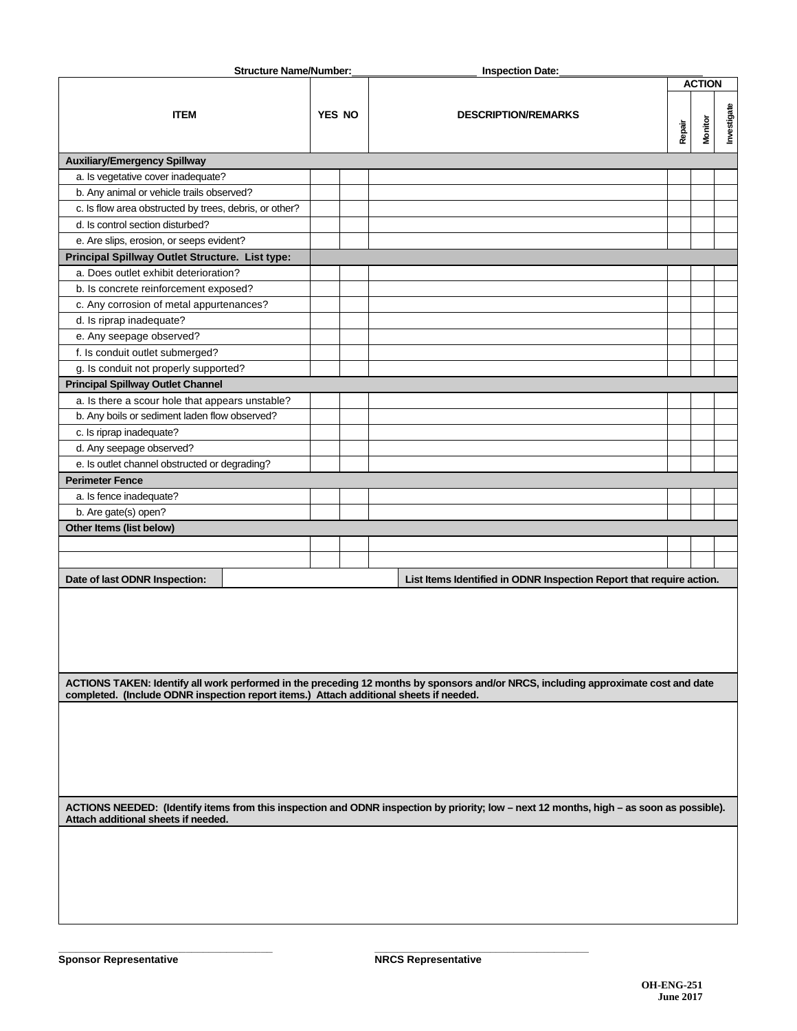Structure Name/Number:\_\_\_\_\_\_\_\_\_\_\_\_\_\_\_\_\_\_\_\_\_\_ Inspection Date:\_\_\_\_\_\_\_\_\_\_\_\_\_\_\_\_\_\_\_\_\_\_\_\_\_\_

| ITEM | YES | NO | DESCRIPTION/REMARKS | ACTION | | |
|---|---|---|---|---|---|---|
| | | | | Repair | Monitor | Investigate |
| **Auxiliary/Emergency Spillway** | | | | | | |
| a. Is vegetative cover inadequate? | | | | | | |
| b. Any animal or vehicle trails observed? | | | | | | |
| c. Is flow area obstructed by trees, debris, or other? | | | | | | |
| d. Is control section disturbed? | | | | | | |
| e. Are slips, erosion, or seeps evident? | | | | | | |
| **Principal Spillway Outlet Structure. List type:** | | | | | | |
| a. Does outlet exhibit deterioration? | | | | | | |
| b. Is concrete reinforcement exposed? | | | | | | |
| c. Any corrosion of metal appurtenances? | | | | | | |
| d. Is riprap inadequate? | | | | | | |
| e. Any seepage observed? | | | | | | |
| f. Is conduit outlet submerged? | | | | | | |
| g. Is conduit not properly supported? | | | | | | |
| **Principal Spillway Outlet Channel** | | | | | | |
| a. Is there a scour hole that appears unstable? | | | | | | |
| b. Any boils or sediment laden flow observed? | | | | | | |
| c. Is riprap inadequate? | | | | | | |
| d. Any seepage observed? | | | | | | |
| e. Is outlet channel obstructed or degrading? | | | | | | |
| **Perimeter Fence** | | | | | | |
| a. Is fence inadequate? | | | | | | |
| b. Are gate(s) open? | | | | | | |
| **Other Items (list below)** | | | | | | |
| | | | | | | |
| | | | | | | |

| **Date of last ODNR Inspection:** | | **List Items Identified in ODNR Inspection Report that require action.** |
|---|---|---|
| | | |

**ACTIONS TAKEN: Identify all work performed in the preceding 12 months by sponsors and/or NRCS, including approximate cost and date completed. (Include ODNR inspection report items.) Attach additional sheets if needed.**

**ACTIONS NEEDED: (Identify items from this inspection and ODNR inspection by priority; low – next 12 months, high – as soon as possible). Attach additional sheets if needed.**

\_\_\_\_\_\_\_\_\_\_\_\_\_\_\_\_\_\_\_\_\_\_\_\_\_\_\_\_\_\_\_\_\_\_\_\_ \_\_\_\_\_\_\_\_\_\_\_\_\_\_\_\_\_\_\_\_\_\_\_\_\_\_\_\_\_\_\_\_\_\_\_\_

**Sponsor Representative** **NRCS Representative**

**OH-ENG-251**
**June 2017**